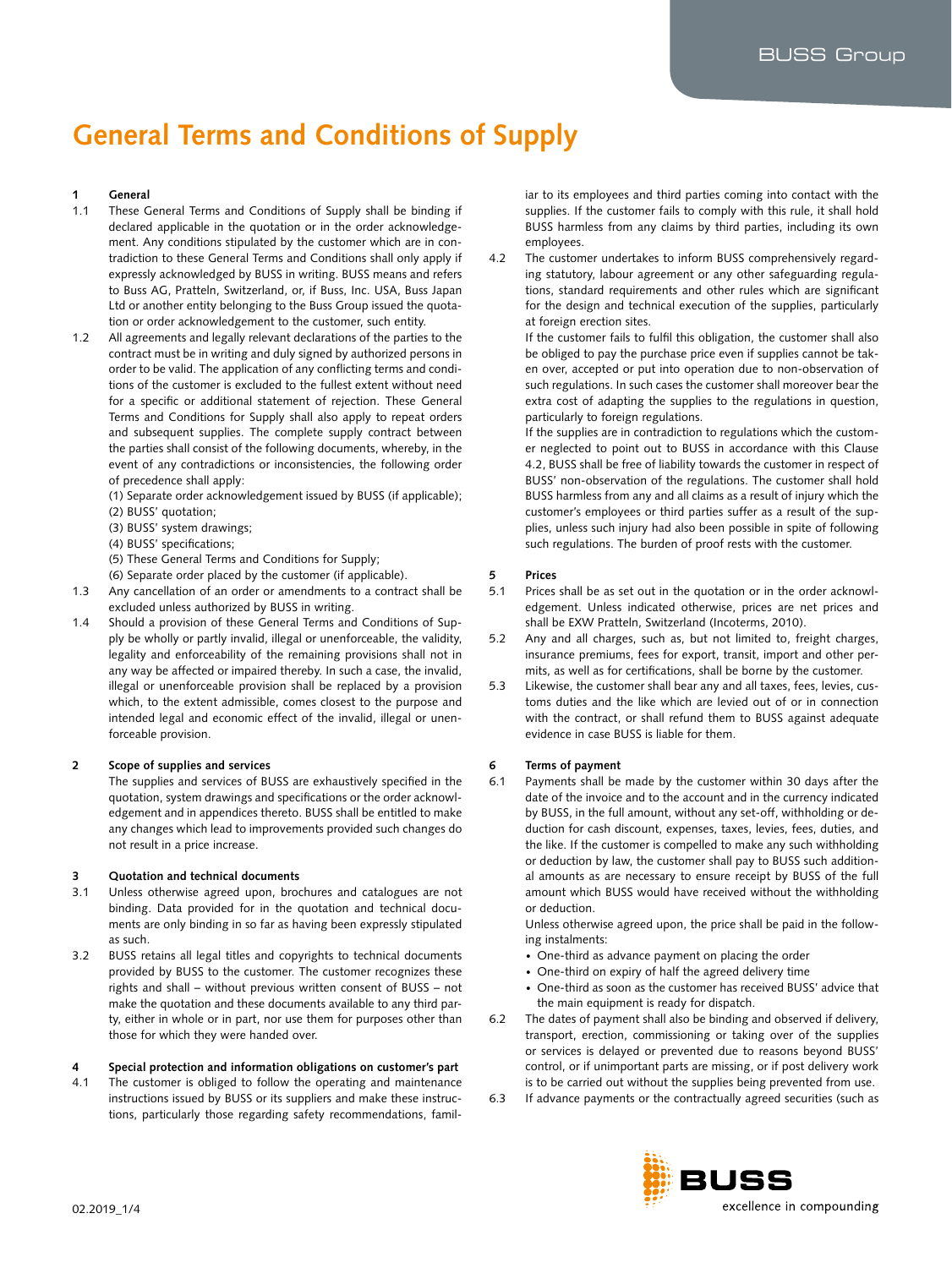# General Terms and Conditions of Supply

## 1 General

1.1 These General Terms and Conditions of Supply shall be binding if declared applicable in the quotation or in the order acknowledgement. Any conditions stipulated by the customer which are in contradiction to these General Terms and Conditions shall only apply if expressly acknowledged by BUSS in writing. BUSS means and refers to Buss AG, Pratteln, Switzerland, or, if Buss, Inc. USA, Buss Japan Ltd or another entity belonging to the Buss Group issued the quotation or order acknowledgement to the customer, such entity.

1.2 All agreements and legally relevant declarations of the parties to the contract must be in writing and duly signed by authorized persons in order to be valid. The application of any conflicting terms and conditions of the customer is excluded to the fullest extent without need for a specific or additional statement of rejection. These General Terms and Conditions for Supply shall also apply to repeat orders and subsequent supplies. The complete supply contract between the parties shall consist of the following documents, whereby, in the event of any contradictions or inconsistencies, the following order of precedence shall apply:
(1) Separate order acknowledgement issued by BUSS (if applicable);
(2) BUSS' quotation;
(3) BUSS' system drawings;
(4) BUSS' specifications;
(5) These General Terms and Conditions for Supply;
(6) Separate order placed by the customer (if applicable).

1.3 Any cancellation of an order or amendments to a contract shall be excluded unless authorized by BUSS in writing.

1.4 Should a provision of these General Terms and Conditions of Supply be wholly or partly invalid, illegal or unenforceable, the validity, legality and enforceability of the remaining provisions shall not in any way be affected or impaired thereby. In such a case, the invalid, illegal or unenforceable provision shall be replaced by a provision which, to the extent admissible, comes closest to the purpose and intended legal and economic effect of the invalid, illegal or unenforceable provision.

## 2 Scope of supplies and services

The supplies and services of BUSS are exhaustively specified in the quotation, system drawings and specifications or the order acknowledgement and in appendices thereto. BUSS shall be entitled to make any changes which lead to improvements provided such changes do not result in a price increase.

## 3 Quotation and technical documents

3.1 Unless otherwise agreed upon, brochures and catalogues are not binding. Data provided for in the quotation and technical documents are only binding in so far as having been expressly stipulated as such.

3.2 BUSS retains all legal titles and copyrights to technical documents provided by BUSS to the customer. The customer recognizes these rights and shall – without previous written consent of BUSS – not make the quotation and these documents available to any third party, either in whole or in part, nor use them for purposes other than those for which they were handed over.

## 4 Special protection and information obligations on customer's part

4.1 The customer is obliged to follow the operating and maintenance instructions issued by BUSS or its suppliers and make these instructions, particularly those regarding safety recommendations, familiar to its employees and third parties coming into contact with the supplies. If the customer fails to comply with this rule, it shall hold BUSS harmless from any claims by third parties, including its own employees.

4.2 The customer undertakes to inform BUSS comprehensively regarding statutory, labour agreement or any other safeguarding regulations, standard requirements and other rules which are significant for the design and technical execution of the supplies, particularly at foreign erection sites.
If the customer fails to fulfil this obligation, the customer shall also be obliged to pay the purchase price even if supplies cannot be taken over, accepted or put into operation due to non-observation of such regulations. In such cases the customer shall moreover bear the extra cost of adapting the supplies to the regulations in question, particularly to foreign regulations.
If the supplies are in contradiction to regulations which the customer neglected to point out to BUSS in accordance with this Clause 4.2, BUSS shall be free of liability towards the customer in respect of BUSS' non-observation of the regulations. The customer shall hold BUSS harmless from any and all claims as a result of injury which the customer's employees or third parties suffer as a result of the supplies, unless such injury had also been possible in spite of following such regulations. The burden of proof rests with the customer.

## 5 Prices

5.1 Prices shall be as set out in the quotation or in the order acknowledgement. Unless indicated otherwise, prices are net prices and shall be EXW Pratteln, Switzerland (Incoterms, 2010).

5.2 Any and all charges, such as, but not limited to, freight charges, insurance premiums, fees for export, transit, import and other permits, as well as for certifications, shall be borne by the customer.

5.3 Likewise, the customer shall bear any and all taxes, fees, levies, customs duties and the like which are levied out of or in connection with the contract, or shall refund them to BUSS against adequate evidence in case BUSS is liable for them.

## 6 Terms of payment

6.1 Payments shall be made by the customer within 30 days after the date of the invoice and to the account and in the currency indicated by BUSS, in the full amount, without any set-off, withholding or deduction for cash discount, expenses, taxes, levies, fees, duties, and the like. If the customer is compelled to make any such withholding or deduction by law, the customer shall pay to BUSS such additional amounts as are necessary to ensure receipt by BUSS of the full amount which BUSS would have received without the withholding or deduction.
Unless otherwise agreed upon, the price shall be paid in the following instalments:
- One-third as advance payment on placing the order
- One-third on expiry of half the agreed delivery time
- One-third as soon as the customer has received BUSS' advice that the main equipment is ready for dispatch.

6.2 The dates of payment shall also be binding and observed if delivery, transport, erection, commissioning or taking over of the supplies or services is delayed or prevented due to reasons beyond BUSS' control, or if unimportant parts are missing, or if post delivery work is to be carried out without the supplies being prevented from use.

6.3 If advance payments or the contractually agreed securities (such as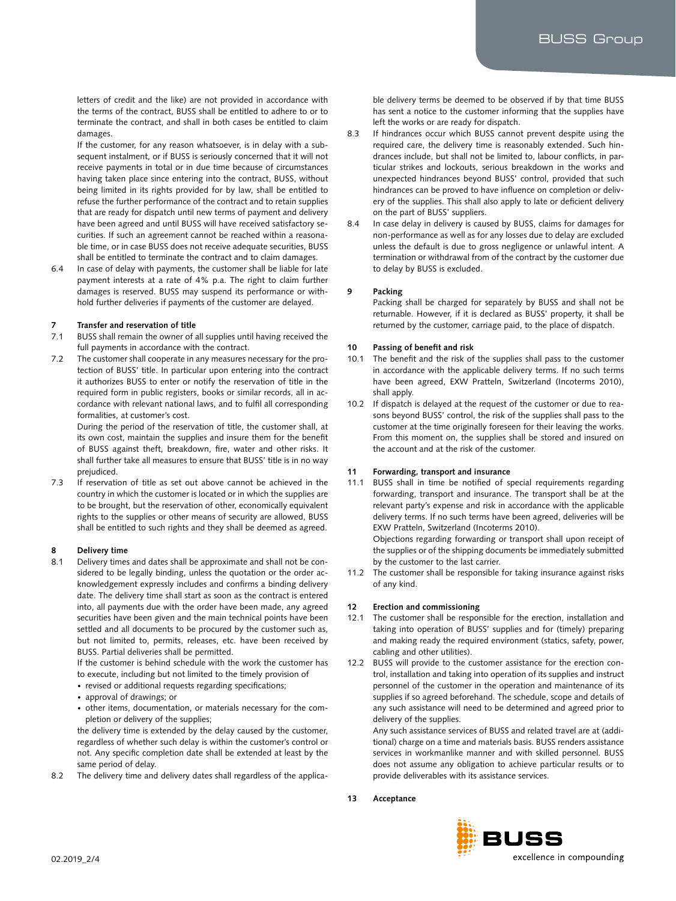letters of credit and the like) are not provided in accordance with the terms of the contract, BUSS shall be entitled to adhere to or to terminate the contract, and shall in both cases be entitled to claim damages.

If the customer, for any reason whatsoever, is in delay with a subsequent instalment, or if BUSS is seriously concerned that it will not receive payments in total or in due time because of circumstances having taken place since entering into the contract, BUSS, without being limited in its rights provided for by law, shall be entitled to refuse the further performance of the contract and to retain supplies that are ready for dispatch until new terms of payment and delivery have been agreed and until BUSS will have received satisfactory securities. If such an agreement cannot be reached within a reasonable time, or in case BUSS does not receive adequate securities, BUSS shall be entitled to terminate the contract and to claim damages.

6.4 In case of delay with payments, the customer shall be liable for late payment interests at a rate of 4% p.a. The right to claim further damages is reserved. BUSS may suspend its performance or withhold further deliveries if payments of the customer are delayed.

## 7 Transfer and reservation of title

7.1 BUSS shall remain the owner of all supplies until having received the full payments in accordance with the contract.

7.2 The customer shall cooperate in any measures necessary for the protection of BUSS' title. In particular upon entering into the contract it authorizes BUSS to enter or notify the reservation of title in the required form in public registers, books or similar records, all in accordance with relevant national laws, and to fulfil all corresponding formalities, at customer's cost.

During the period of the reservation of title, the customer shall, at its own cost, maintain the supplies and insure them for the benefit of BUSS against theft, breakdown, fire, water and other risks. It shall further take all measures to ensure that BUSS' title is in no way prejudiced.

7.3 If reservation of title as set out above cannot be achieved in the country in which the customer is located or in which the supplies are to be brought, but the reservation of other, economically equivalent rights to the supplies or other means of security are allowed, BUSS shall be entitled to such rights and they shall be deemed as agreed.

## 8 Delivery time

8.1 Delivery times and dates shall be approximate and shall not be considered to be legally binding, unless the quotation or the order acknowledgement expressly includes and confirms a binding delivery date. The delivery time shall start as soon as the contract is entered into, all payments due with the order have been made, any agreed securities have been given and the main technical points have been settled and all documents to be procured by the customer such as, but not limited to, permits, releases, etc. have been received by BUSS. Partial deliveries shall be permitted.

If the customer is behind schedule with the work the customer has to execute, including but not limited to the timely provision of

- revised or additional requests regarding specifications;
- approval of drawings; or
- other items, documentation, or materials necessary for the completion or delivery of the supplies;

the delivery time is extended by the delay caused by the customer, regardless of whether such delay is within the customer's control or not. Any specific completion date shall be extended at least by the same period of delay.

8.2 The delivery time and delivery dates shall regardless of the applicable delivery terms be deemed to be observed if by that time BUSS has sent a notice to the customer informing that the supplies have left the works or are ready for dispatch.

8.3 If hindrances occur which BUSS cannot prevent despite using the required care, the delivery time is reasonably extended. Such hindrances include, but shall not be limited to, labour conflicts, in particular strikes and lockouts, serious breakdown in the works and unexpected hindrances beyond BUSS' control, provided that such hindrances can be proved to have influence on completion or delivery of the supplies. This shall also apply to late or deficient delivery on the part of BUSS' suppliers.

8.4 In case delay in delivery is caused by BUSS, claims for damages for non-performance as well as for any losses due to delay are excluded unless the default is due to gross negligence or unlawful intent. A termination or withdrawal from of the contract by the customer due to delay by BUSS is excluded.

## 9 Packing

Packing shall be charged for separately by BUSS and shall not be returnable. However, if it is declared as BUSS' property, it shall be returned by the customer, carriage paid, to the place of dispatch.

## 10 Passing of benefit and risk

10.1 The benefit and the risk of the supplies shall pass to the customer in accordance with the applicable delivery terms. If no such terms have been agreed, EXW Pratteln, Switzerland (Incoterms 2010), shall apply.

10.2 If dispatch is delayed at the request of the customer or due to reasons beyond BUSS' control, the risk of the supplies shall pass to the customer at the time originally foreseen for their leaving the works. From this moment on, the supplies shall be stored and insured on the account and at the risk of the customer.

## 11 Forwarding, transport and insurance

11.1 BUSS shall in time be notified of special requirements regarding forwarding, transport and insurance. The transport shall be at the relevant party's expense and risk in accordance with the applicable delivery terms. If no such terms have been agreed, deliveries will be EXW Pratteln, Switzerland (Incoterms 2010).

Objections regarding forwarding or transport shall upon receipt of the supplies or of the shipping documents be immediately submitted by the customer to the last carrier.

11.2 The customer shall be responsible for taking insurance against risks of any kind.

## 12 Erection and commissioning

12.1 The customer shall be responsible for the erection, installation and taking into operation of BUSS' supplies and for (timely) preparing and making ready the required environment (statics, safety, power, cabling and other utilities).

12.2 BUSS will provide to the customer assistance for the erection control, installation and taking into operation of its supplies and instruct personnel of the customer in the operation and maintenance of its supplies if so agreed beforehand. The schedule, scope and details of any such assistance will need to be determined and agreed prior to delivery of the supplies.

Any such assistance services of BUSS and related travel are at (additional) charge on a time and materials basis. BUSS renders assistance services in workmanlike manner and with skilled personnel. BUSS does not assume any obligation to achieve particular results or to provide deliverables with its assistance services.

## 13 Acceptance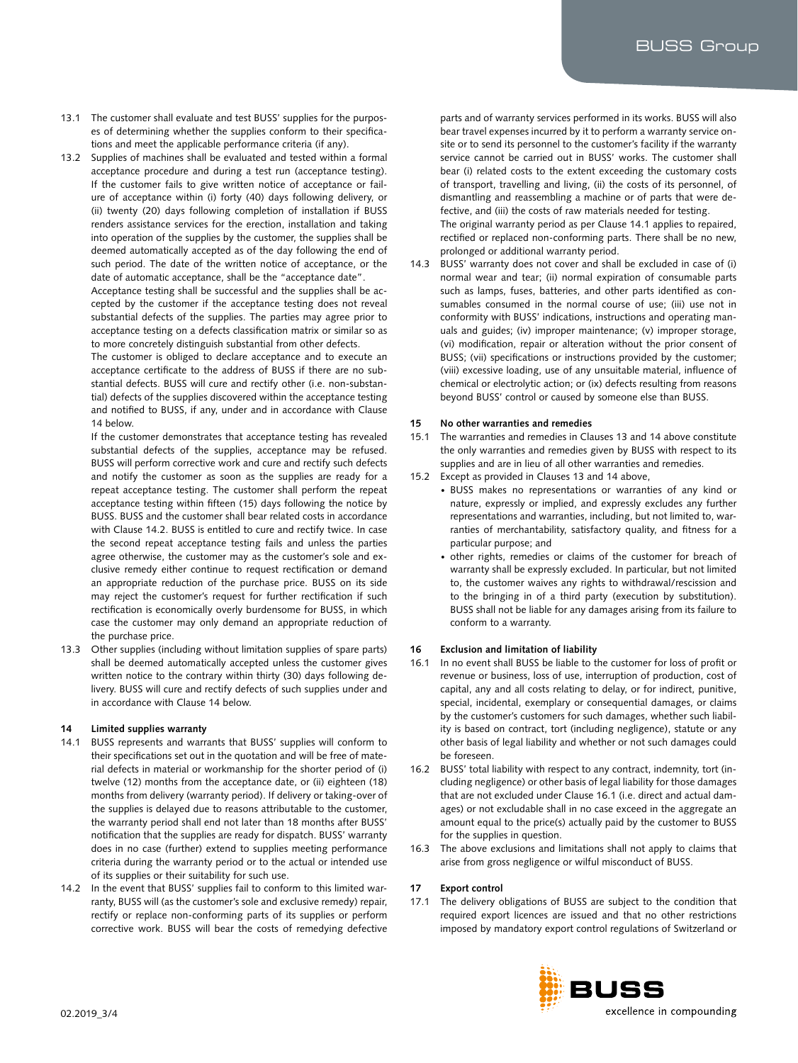13.1 The customer shall evaluate and test BUSS' supplies for the purposes of determining whether the supplies conform to their specifications and meet the applicable performance criteria (if any).

13.2 Supplies of machines shall be evaluated and tested within a formal acceptance procedure and during a test run (acceptance testing). If the customer fails to give written notice of acceptance or failure of acceptance within (i) forty (40) days following delivery, or (ii) twenty (20) days following completion of installation if BUSS renders assistance services for the erection, installation and taking into operation of the supplies by the customer, the supplies shall be deemed automatically accepted as of the day following the end of such period. The date of the written notice of acceptance, or the date of automatic acceptance, shall be the "acceptance date".

Acceptance testing shall be successful and the supplies shall be accepted by the customer if the acceptance testing does not reveal substantial defects of the supplies. The parties may agree prior to acceptance testing on a defects classification matrix or similar so as to more concretely distinguish substantial from other defects.

The customer is obliged to declare acceptance and to execute an acceptance certificate to the address of BUSS if there are no substantial defects. BUSS will cure and rectify other (i.e. non-substantial) defects of the supplies discovered within the acceptance testing and notified to BUSS, if any, under and in accordance with Clause 14 below.

If the customer demonstrates that acceptance testing has revealed substantial defects of the supplies, acceptance may be refused. BUSS will perform corrective work and cure and rectify such defects and notify the customer as soon as the supplies are ready for a repeat acceptance testing. The customer shall perform the repeat acceptance testing within fifteen (15) days following the notice by BUSS. BUSS and the customer shall bear related costs in accordance with Clause 14.2. BUSS is entitled to cure and rectify twice. In case the second repeat acceptance testing fails and unless the parties agree otherwise, the customer may as the customer's sole and exclusive remedy either continue to request rectification or demand an appropriate reduction of the purchase price. BUSS on its side may reject the customer's request for further rectification if such rectification is economically overly burdensome for BUSS, in which case the customer may only demand an appropriate reduction of the purchase price.

13.3 Other supplies (including without limitation supplies of spare parts) shall be deemed automatically accepted unless the customer gives written notice to the contrary within thirty (30) days following delivery. BUSS will cure and rectify defects of such supplies under and in accordance with Clause 14 below.

### 14 Limited supplies warranty

14.1 BUSS represents and warrants that BUSS' supplies will conform to their specifications set out in the quotation and will be free of material defects in material or workmanship for the shorter period of (i) twelve (12) months from the acceptance date, or (ii) eighteen (18) months from delivery (warranty period). If delivery or taking-over of the supplies is delayed due to reasons attributable to the customer, the warranty period shall end not later than 18 months after BUSS' notification that the supplies are ready for dispatch. BUSS' warranty does in no case (further) extend to supplies meeting performance criteria during the warranty period or to the actual or intended use of its supplies or their suitability for such use.

14.2 In the event that BUSS' supplies fail to conform to this limited warranty, BUSS will (as the customer's sole and exclusive remedy) repair, rectify or replace non-conforming parts of its supplies or perform corrective work. BUSS will bear the costs of remedying defective parts and of warranty services performed in its works. BUSS will also bear travel expenses incurred by it to perform a warranty service on-site or to send its personnel to the customer's facility if the warranty service cannot be carried out in BUSS' works. The customer shall bear (i) related costs to the extent exceeding the customary costs of transport, travelling and living, (ii) the costs of its personnel, of dismantling and reassembling a machine or of parts that were defective, and (iii) the costs of raw materials needed for testing.

The original warranty period as per Clause 14.1 applies to repaired, rectified or replaced non-conforming parts. There shall be no new, prolonged or additional warranty period.

14.3 BUSS' warranty does not cover and shall be excluded in case of (i) normal wear and tear; (ii) normal expiration of consumable parts such as lamps, fuses, batteries, and other parts identified as consumables consumed in the normal course of use; (iii) use not in conformity with BUSS' indications, instructions and operating manuals and guides; (iv) improper maintenance; (v) improper storage, (vi) modification, repair or alteration without the prior consent of BUSS; (vii) specifications or instructions provided by the customer; (viii) excessive loading, use of any unsuitable material, influence of chemical or electrolytic action; or (ix) defects resulting from reasons beyond BUSS' control or caused by someone else than BUSS.

### 15 No other warranties and remedies

15.1 The warranties and remedies in Clauses 13 and 14 above constitute the only warranties and remedies given by BUSS with respect to its supplies and are in lieu of all other warranties and remedies.

15.2 Except as provided in Clauses 13 and 14 above,

- BUSS makes no representations or warranties of any kind or nature, expressly or implied, and expressly excludes any further representations and warranties, including, but not limited to, warranties of merchantability, satisfactory quality, and fitness for a particular purpose; and
- other rights, remedies or claims of the customer for breach of warranty shall be expressly excluded. In particular, but not limited to, the customer waives any rights to withdrawal/rescission and to the bringing in of a third party (execution by substitution). BUSS shall not be liable for any damages arising from its failure to conform to a warranty.

### 16 Exclusion and limitation of liability

16.1 In no event shall BUSS be liable to the customer for loss of profit or revenue or business, loss of use, interruption of production, cost of capital, any and all costs relating to delay, or for indirect, punitive, special, incidental, exemplary or consequential damages, or claims by the customer's customers for such damages, whether such liability is based on contract, tort (including negligence), statute or any other basis of legal liability and whether or not such damages could be foreseen.

16.2 BUSS' total liability with respect to any contract, indemnity, tort (including negligence) or other basis of legal liability for those damages that are not excluded under Clause 16.1 (i.e. direct and actual damages) or not excludable shall in no case exceed in the aggregate an amount equal to the price(s) actually paid by the customer to BUSS for the supplies in question.

16.3 The above exclusions and limitations shall not apply to claims that arise from gross negligence or wilful misconduct of BUSS.

### 17 Export control

17.1 The delivery obligations of BUSS are subject to the condition that required export licences are issued and that no other restrictions imposed by mandatory export control regulations of Switzerland or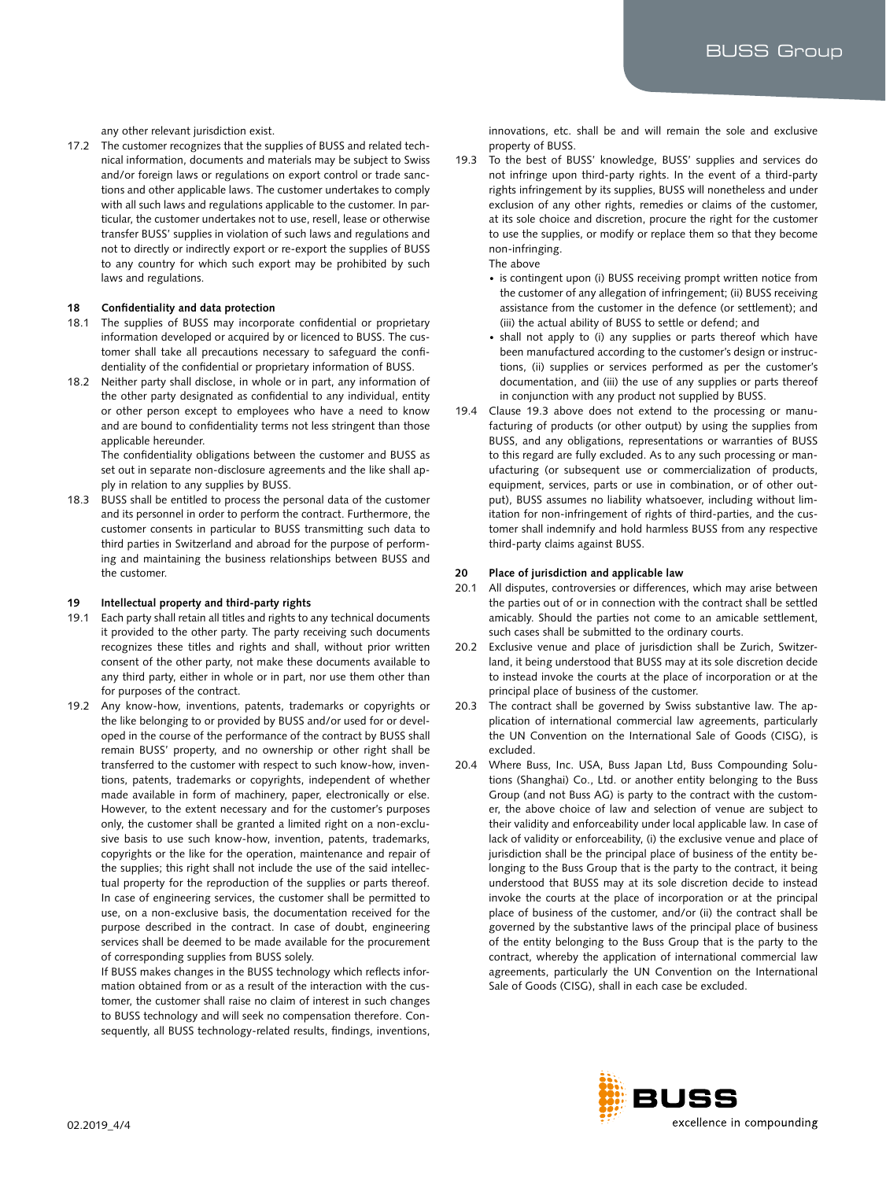any other relevant jurisdiction exist.

17.2 The customer recognizes that the supplies of BUSS and related technical information, documents and materials may be subject to Swiss and/or foreign laws or regulations on export control or trade sanctions and other applicable laws. The customer undertakes to comply with all such laws and regulations applicable to the customer. In particular, the customer undertakes not to use, resell, lease or otherwise transfer BUSS' supplies in violation of such laws and regulations and not to directly or indirectly export or re-export the supplies of BUSS to any country for which such export may be prohibited by such laws and regulations.

## 18 Confidentiality and data protection

18.1 The supplies of BUSS may incorporate confidential or proprietary information developed or acquired by or licenced to BUSS. The customer shall take all precautions necessary to safeguard the confidentiality of the confidential or proprietary information of BUSS.

18.2 Neither party shall disclose, in whole or in part, any information of the other party designated as confidential to any individual, entity or other person except to employees who have a need to know and are bound to confidentiality terms not less stringent than those applicable hereunder.
The confidentiality obligations between the customer and BUSS as set out in separate non-disclosure agreements and the like shall apply in relation to any supplies by BUSS.

18.3 BUSS shall be entitled to process the personal data of the customer and its personnel in order to perform the contract. Furthermore, the customer consents in particular to BUSS transmitting such data to third parties in Switzerland and abroad for the purpose of performing and maintaining the business relationships between BUSS and the customer.

## 19 Intellectual property and third-party rights

19.1 Each party shall retain all titles and rights to any technical documents it provided to the other party. The party receiving such documents recognizes these titles and rights and shall, without prior written consent of the other party, not make these documents available to any third party, either in whole or in part, nor use them other than for purposes of the contract.

19.2 Any know-how, inventions, patents, trademarks or copyrights or the like belonging to or provided by BUSS and/or used for or developed in the course of the performance of the contract by BUSS shall remain BUSS' property, and no ownership or other right shall be transferred to the customer with respect to such know-how, inventions, patents, trademarks or copyrights, independent of whether made available in form of machinery, paper, electronically or else. However, to the extent necessary and for the customer's purposes only, the customer shall be granted a limited right on a non-exclusive basis to use such know-how, invention, patents, trademarks, copyrights or the like for the operation, maintenance and repair of the supplies; this right shall not include the use of the said intellectual property for the reproduction of the supplies or parts thereof. In case of engineering services, the customer shall be permitted to use, on a non-exclusive basis, the documentation received for the purpose described in the contract. In case of doubt, engineering services shall be deemed to be made available for the procurement of corresponding supplies from BUSS solely.
If BUSS makes changes in the BUSS technology which reflects information obtained from or as a result of the interaction with the customer, the customer shall raise no claim of interest in such changes to BUSS technology and will seek no compensation therefore. Consequently, all BUSS technology-related results, findings, inventions, innovations, etc. shall be and will remain the sole and exclusive property of BUSS.

19.3 To the best of BUSS' knowledge, BUSS' supplies and services do not infringe upon third-party rights. In the event of a third-party rights infringement by its supplies, BUSS will nonetheless and under exclusion of any other rights, remedies or claims of the customer, at its sole choice and discretion, procure the right for the customer to use the supplies, or modify or replace them so that they become non-infringing.
The above
- is contingent upon (i) BUSS receiving prompt written notice from the customer of any allegation of infringement; (ii) BUSS receiving assistance from the customer in the defence (or settlement); and (iii) the actual ability of BUSS to settle or defend; and
- shall not apply to (i) any supplies or parts thereof which have been manufactured according to the customer's design or instructions, (ii) supplies or services performed as per the customer's documentation, and (iii) the use of any supplies or parts thereof in conjunction with any product not supplied by BUSS.

19.4 Clause 19.3 above does not extend to the processing or manufacturing of products (or other output) by using the supplies from BUSS, and any obligations, representations or warranties of BUSS to this regard are fully excluded. As to any such processing or manufacturing (or subsequent use or commercialization of products, equipment, services, parts or use in combination, or of other output), BUSS assumes no liability whatsoever, including without limitation for non-infringement of rights of third-parties, and the customer shall indemnify and hold harmless BUSS from any respective third-party claims against BUSS.

## 20 Place of jurisdiction and applicable law

20.1 All disputes, controversies or differences, which may arise between the parties out of or in connection with the contract shall be settled amicably. Should the parties not come to an amicable settlement, such cases shall be submitted to the ordinary courts.

20.2 Exclusive venue and place of jurisdiction shall be Zurich, Switzerland, it being understood that BUSS may at its sole discretion decide to instead invoke the courts at the place of incorporation or at the principal place of business of the customer.

20.3 The contract shall be governed by Swiss substantive law. The application of international commercial law agreements, particularly the UN Convention on the International Sale of Goods (CISG), is excluded.

20.4 Where Buss, Inc. USA, Buss Japan Ltd, Buss Compounding Solutions (Shanghai) Co., Ltd. or another entity belonging to the Buss Group (and not Buss AG) is party to the contract with the customer, the above choice of law and selection of venue are subject to their validity and enforceability under local applicable law. In case of lack of validity or enforceability, (i) the exclusive venue and place of jurisdiction shall be the principal place of business of the entity belonging to the Buss Group that is the party to the contract, it being understood that BUSS may at its sole discretion decide to instead invoke the courts at the place of incorporation or at the principal place of business of the customer, and/or (ii) the contract shall be governed by the substantive laws of the principal place of business of the entity belonging to the Buss Group that is the party to the contract, whereby the application of international commercial law agreements, particularly the UN Convention on the International Sale of Goods (CISG), shall in each case be excluded.